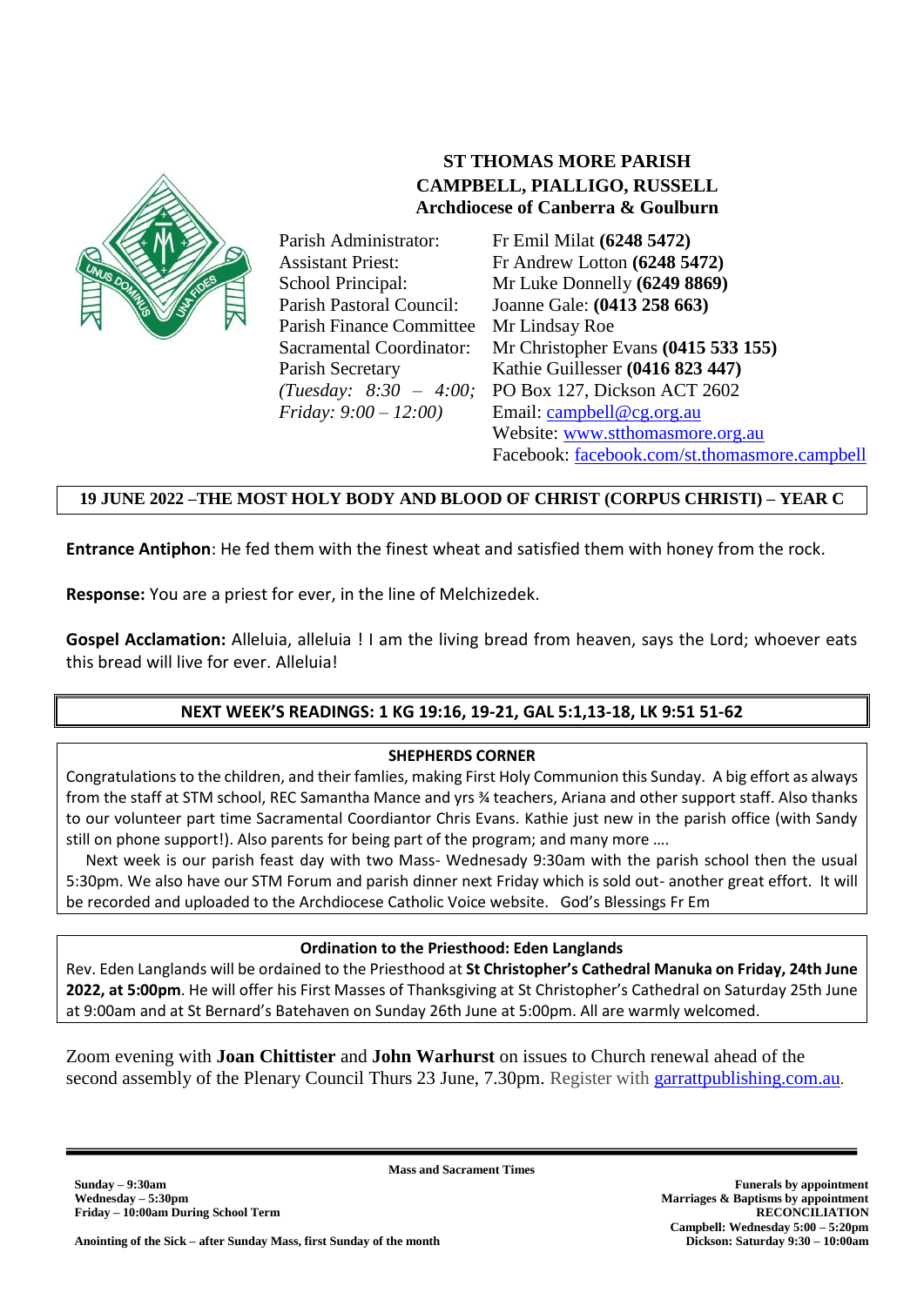# ST THOMAS MORE PARISH
## CAMPBELL, PIALLIGO, RUSSELL
### Archdiocese of Canberra & Goulburn

| | |
|---|---|
| Parish Administrator: | Fr Emil Milat **(6248 5472)** |
| Assistant Priest: | Fr Andrew Lotton **(6248 5472)** |
| School Principal: | Mr Luke Donnelly **(6249 8869)** |
| Parish Pastoral Council: | Joanne Gale: **(0413 258 663)** |
| Parish Finance Committee | Mr Lindsay Roe |
| Sacramental Coordinator: | Mr Christopher Evans **(0415 533 155)** |
| Parish Secretary | Kathie Guillesser **(0416 823 447)** |
| *(Tuesday: 8:30 – 4:00; Friday: 9:00 – 12:00)* | PO Box 127, Dickson ACT 2602 |
| | Email: campbell@cg.org.au |
| | Website: www.stthomasmore.org.au |
| | Facebook: facebook.com/st.thomasmore.campbell |

**19 JUNE 2022 –THE MOST HOLY BODY AND BLOOD OF CHRIST (CORPUS CHRISTI) – YEAR C**

**Entrance Antiphon**: He fed them with the finest wheat and satisfied them with honey from the rock.

**Response:** You are a priest for ever, in the line of Melchizedek.

**Gospel Acclamation:** Alleluia, alleluia ! I am the living bread from heaven, says the Lord; whoever eats this bread will live for ever. Alleluia!

**NEXT WEEK'S READINGS: 1 KG 19:16, 19-21, GAL 5:1,13-18, LK 9:51 51-62**

**SHEPHERDS CORNER**

Congratulations to the children, and their famlies, making First Holy Communion this Sunday. A big effort as always from the staff at STM school, REC Samantha Mance and yrs ¾ teachers, Ariana and other support staff. Also thanks to our volunteer part time Sacramental Coordiantor Chris Evans. Kathie just new in the parish office (with Sandy still on phone support!). Also parents for being part of the program; and many more ….

Next week is our parish feast day with two Mass- Wednesady 9:30am with the parish school then the usual 5:30pm. We also have our STM Forum and parish dinner next Friday which is sold out- another great effort. It will be recorded and uploaded to the Archdiocese Catholic Voice website. God's Blessings Fr Em

**Ordination to the Priesthood: Eden Langlands**

Rev. Eden Langlands will be ordained to the Priesthood at **St Christopher's Cathedral Manuka on Friday, 24th June 2022, at 5:00pm**. He will offer his First Masses of Thanksgiving at St Christopher's Cathedral on Saturday 25th June at 9:00am and at St Bernard's Batehaven on Sunday 26th June at 5:00pm. All are warmly welcomed.

Zoom evening with **Joan Chittister** and **John Warhurst** on issues to Church renewal ahead of the second assembly of the Plenary Council Thurs 23 June, 7.30pm. Register with garrattpublishing.com.au.

---

**Mass and Sacrament Times**

**Sunday – 9:30am**
**Wednesday – 5:30pm**
**Friday – 10:00am During School Term**

**Anointing of the Sick – after Sunday Mass, first Sunday of the month**

**Funerals by appointment**
**Marriages & Baptisms by appointment**
**RECONCILIATION**
**Campbell: Wednesday 5:00 – 5:20pm**
**Dickson: Saturday 9:30 – 10:00am**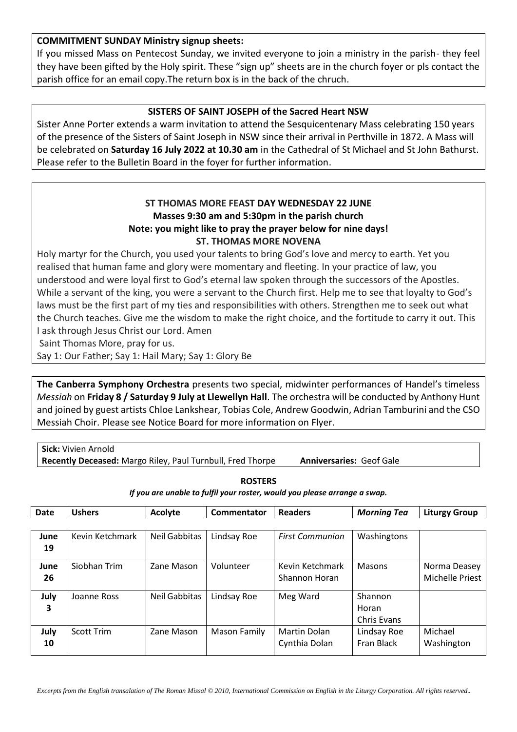**COMMITMENT SUNDAY Ministry signup sheets:**

If you missed Mass on Pentecost Sunday, we invited everyone to join a ministry in the parish- they feel they have been gifted by the Holy spirit. These "sign up" sheets are in the church foyer or pls contact the parish office for an email copy.The return box is in the back of the chruch.

**SISTERS OF SAINT JOSEPH of the Sacred Heart NSW**

Sister Anne Porter extends a warm invitation to attend the Sesquicentenary Mass celebrating 150 years of the presence of the Sisters of Saint Joseph in NSW since their arrival in Perthville in 1872. A Mass will be celebrated on **Saturday 16 July 2022 at 10.30 am** in the Cathedral of St Michael and St John Bathurst. Please refer to the Bulletin Board in the foyer for further information.

**ST THOMAS MORE FEAST DAY WEDNESDAY 22 JUNE**
**Masses 9:30 am and 5:30pm in the parish church**
**Note: you might like to pray the prayer below for nine days!**
**ST. THOMAS MORE NOVENA**

Holy martyr for the Church, you used your talents to bring God's love and mercy to earth. Yet you realised that human fame and glory were momentary and fleeting. In your practice of law, you understood and were loyal first to God's eternal law spoken through the successors of the Apostles. While a servant of the king, you were a servant to the Church first. Help me to see that loyalty to God's laws must be the first part of my ties and responsibilities with others. Strengthen me to seek out what the Church teaches. Give me the wisdom to make the right choice, and the fortitude to carry it out. This I ask through Jesus Christ our Lord. Amen

Saint Thomas More, pray for us.

Say 1: Our Father; Say 1: Hail Mary; Say 1: Glory Be

**The Canberra Symphony Orchestra** presents two special, midwinter performances of Handel's timeless *Messiah* on **Friday 8 / Saturday 9 July at Llewellyn Hall**. The orchestra will be conducted by Anthony Hunt and joined by guest artists Chloe Lankshear, Tobias Cole, Andrew Goodwin, Adrian Tamburini and the CSO Messiah Choir. Please see Notice Board for more information on Flyer.

**Sick:** Vivien Arnold
**Recently Deceased:** Margo Riley, Paul Turnbull, Fred Thorpe **Anniversaries:** Geof Gale

**ROSTERS**

***If you are unable to fulfil your roster, would you please arrange a swap.***

| Date | Ushers | Acolyte | Commentator | Readers | *Morning Tea* | Liturgy Group |
|---|---|---|---|---|---|---|
| **June 19** | Kevin Ketchmark | Neil Gabbitas | Lindsay Roe | *First Communion* | Washingtons | |
| **June 26** | Siobhan Trim | Zane Mason | Volunteer | Kevin Ketchmark Shannon Horan | Masons | Norma Deasey Michelle Priest |
| **July 3** | Joanne Ross | Neil Gabbitas | Lindsay Roe | Meg Ward | Shannon Horan Chris Evans | |
| **July 10** | Scott Trim | Zane Mason | Mason Family | Martin Dolan Cynthia Dolan | Lindsay Roe Fran Black | Michael Washington |

*Excerpts from the English transalation of The Roman Missal © 2010, International Commission on English in the Liturgy Corporation. All rights reserved.*